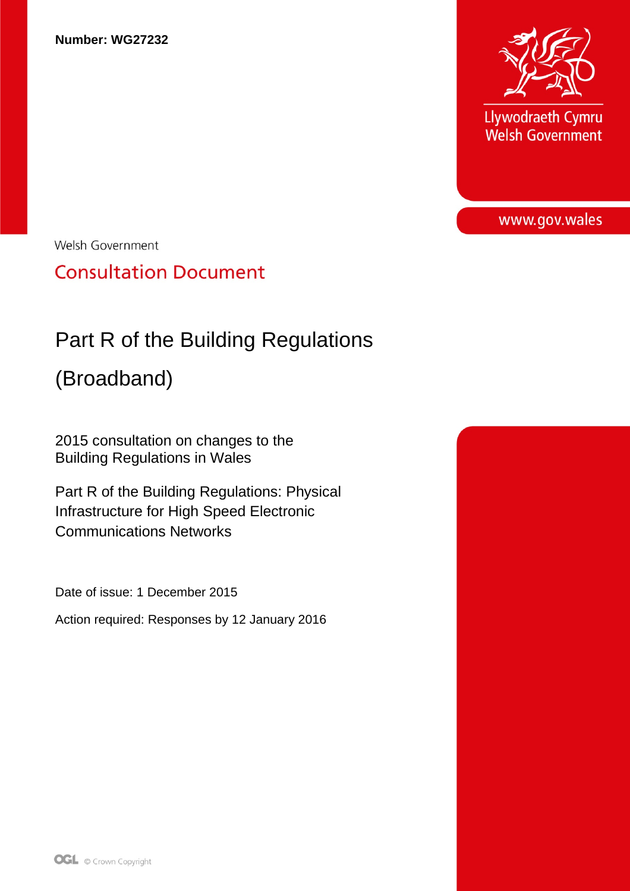**Number: WG27232**

Llywodraeth Cymru
Welsh Government

www.gov.wales

Welsh Government

## Consultation Document

# Part R of the Building Regulations (Broadband)

2015 consultation on changes to the Building Regulations in Wales

Part R of the Building Regulations: Physical Infrastructure for High Speed Electronic Communications Networks

Date of issue: 1 December 2015

Action required: Responses by 12 January 2016

© Crown Copyright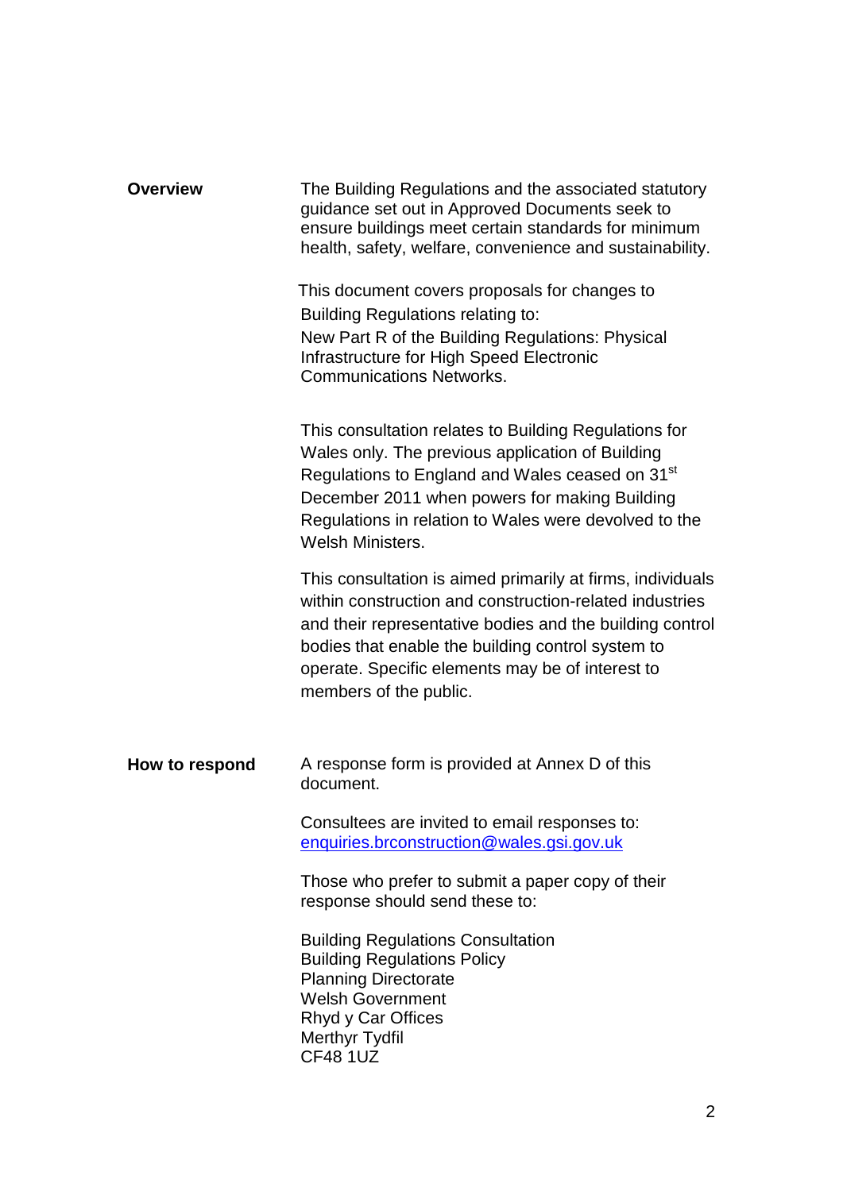**Overview**

The Building Regulations and the associated statutory guidance set out in Approved Documents seek to ensure buildings meet certain standards for minimum health, safety, welfare, convenience and sustainability.

This document covers proposals for changes to Building Regulations relating to:
New Part R of the Building Regulations: Physical Infrastructure for High Speed Electronic Communications Networks.

This consultation relates to Building Regulations for Wales only. The previous application of Building Regulations to England and Wales ceased on 31st December 2011 when powers for making Building Regulations in relation to Wales were devolved to the Welsh Ministers.

This consultation is aimed primarily at firms, individuals within construction and construction-related industries and their representative bodies and the building control bodies that enable the building control system to operate. Specific elements may be of interest to members of the public.

**How to respond**

A response form is provided at Annex D of this document.

Consultees are invited to email responses to: enquiries.brconstruction@wales.gsi.gov.uk

Those who prefer to submit a paper copy of their response should send these to:

Building Regulations Consultation
Building Regulations Policy
Planning Directorate
Welsh Government
Rhyd y Car Offices
Merthyr Tydfil
CF48 1UZ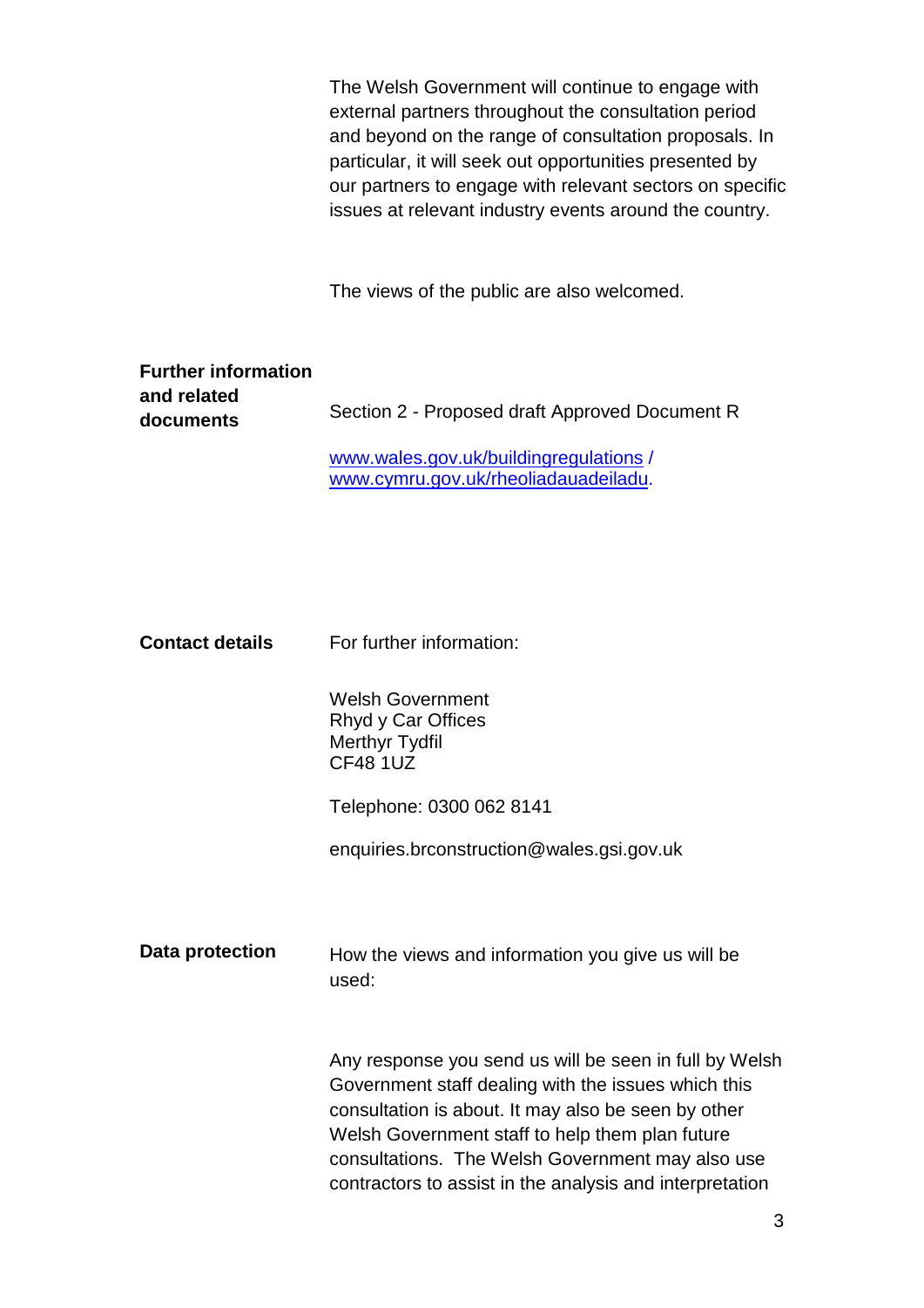The Welsh Government will continue to engage with external partners throughout the consultation period and beyond on the range of consultation proposals. In particular, it will seek out opportunities presented by our partners to engage with relevant sectors on specific issues at relevant industry events around the country.

The views of the public are also welcomed.

**Further information and related documents**

Section 2 - Proposed draft Approved Document R

www.wales.gov.uk/buildingregulations / www.cymru.gov.uk/rheoliadauadeiladu.

**Contact details**

For further information:

Welsh Government
Rhyd y Car Offices
Merthyr Tydfil
CF48 1UZ

Telephone: 0300 062 8141

enquiries.brconstruction@wales.gsi.gov.uk

**Data protection**

How the views and information you give us will be used:

Any response you send us will be seen in full by Welsh Government staff dealing with the issues which this consultation is about. It may also be seen by other Welsh Government staff to help them plan future consultations. The Welsh Government may also use contractors to assist in the analysis and interpretation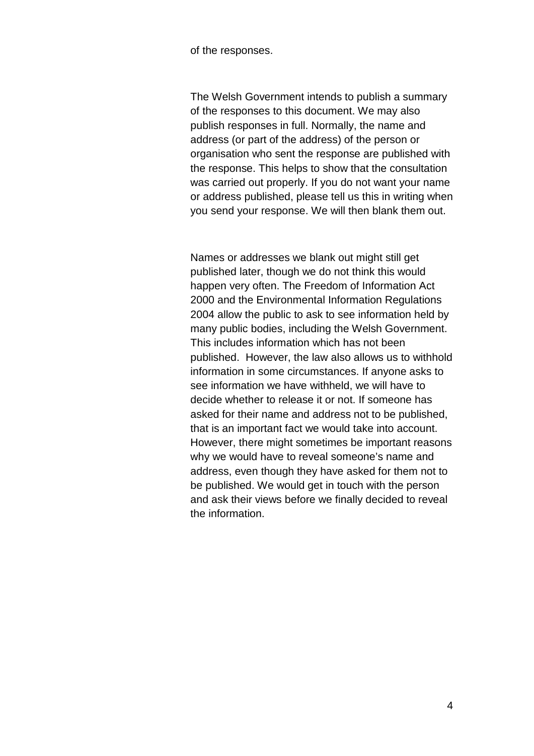of the responses.

The Welsh Government intends to publish a summary of the responses to this document. We may also publish responses in full. Normally, the name and address (or part of the address) of the person or organisation who sent the response are published with the response. This helps to show that the consultation was carried out properly. If you do not want your name or address published, please tell us this in writing when you send your response. We will then blank them out.

Names or addresses we blank out might still get published later, though we do not think this would happen very often. The Freedom of Information Act 2000 and the Environmental Information Regulations 2004 allow the public to ask to see information held by many public bodies, including the Welsh Government. This includes information which has not been published. However, the law also allows us to withhold information in some circumstances. If anyone asks to see information we have withheld, we will have to decide whether to release it or not. If someone has asked for their name and address not to be published, that is an important fact we would take into account. However, there might sometimes be important reasons why we would have to reveal someone's name and address, even though they have asked for them not to be published. We would get in touch with the person and ask their views before we finally decided to reveal the information.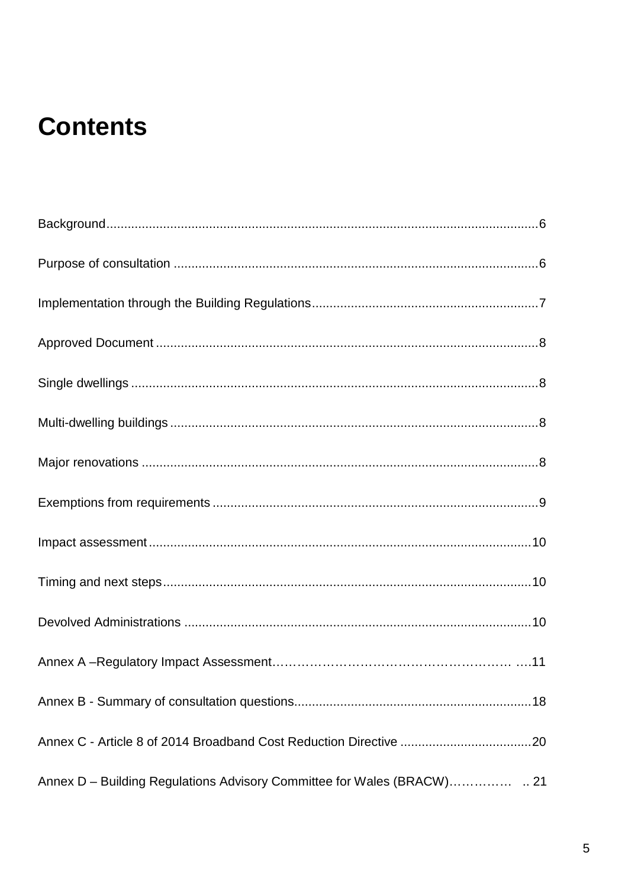# Contents

Background......................................................................................................................6

Purpose of consultation ....................................................................................................6

Implementation through the Building Regulations................................................................7

Approved Document ..........................................................................................................8

Single dwellings .................................................................................................................8

Multi-dwelling buildings .....................................................................................................8

Major renovations ..............................................................................................................8

Exemptions from requirements ..........................................................................................9

Impact assessment ..........................................................................................................10

Timing and next steps......................................................................................................10

Devolved Administrations ................................................................................................10

Annex A –Regulatory Impact Assessment…………………………………………………… ….11

Annex B - Summary of consultation questions..................................................................18

Annex C - Article 8 of 2014 Broadband Cost Reduction Directive ....................................20

Annex D – Building Regulations Advisory Committee for Wales (BRACW)…………… .. 21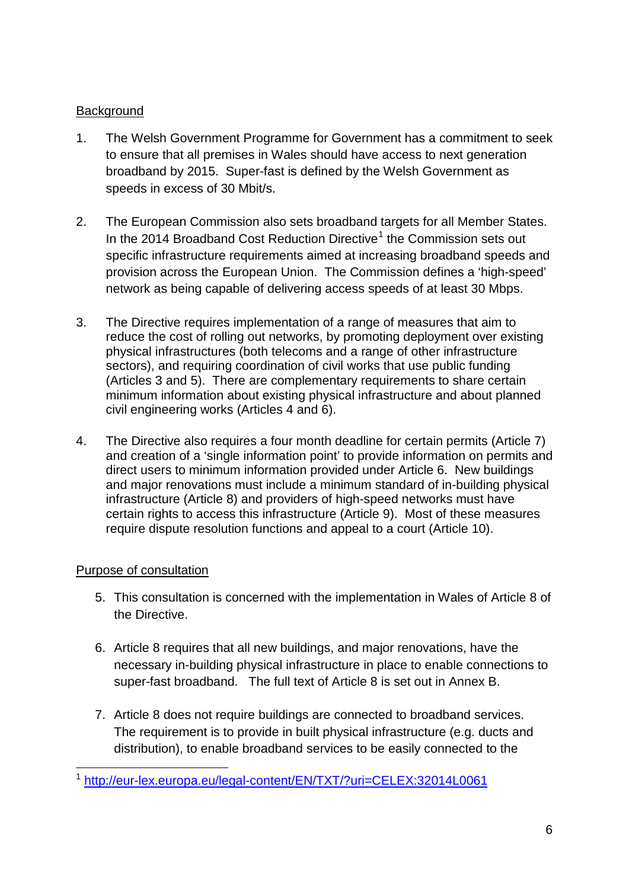## Background

1. The Welsh Government Programme for Government has a commitment to seek to ensure that all premises in Wales should have access to next generation broadband by 2015. Super-fast is defined by the Welsh Government as speeds in excess of 30 Mbit/s.

2. The European Commission also sets broadband targets for all Member States. In the 2014 Broadband Cost Reduction Directive[1] the Commission sets out specific infrastructure requirements aimed at increasing broadband speeds and provision across the European Union. The Commission defines a 'high-speed' network as being capable of delivering access speeds of at least 30 Mbps.

3. The Directive requires implementation of a range of measures that aim to reduce the cost of rolling out networks, by promoting deployment over existing physical infrastructures (both telecoms and a range of other infrastructure sectors), and requiring coordination of civil works that use public funding (Articles 3 and 5). There are complementary requirements to share certain minimum information about existing physical infrastructure and about planned civil engineering works (Articles 4 and 6).

4. The Directive also requires a four month deadline for certain permits (Article 7) and creation of a 'single information point' to provide information on permits and direct users to minimum information provided under Article 6. New buildings and major renovations must include a minimum standard of in-building physical infrastructure (Article 8) and providers of high-speed networks must have certain rights to access this infrastructure (Article 9). Most of these measures require dispute resolution functions and appeal to a court (Article 10).

## Purpose of consultation

5. This consultation is concerned with the implementation in Wales of Article 8 of the Directive.

6. Article 8 requires that all new buildings, and major renovations, have the necessary in-building physical infrastructure in place to enable connections to super-fast broadband. The full text of Article 8 is set out in Annex B.

7. Article 8 does not require buildings are connected to broadband services. The requirement is to provide in built physical infrastructure (e.g. ducts and distribution), to enable broadband services to be easily connected to the

---

[1] http://eur-lex.europa.eu/legal-content/EN/TXT/?uri=CELEX:32014L0061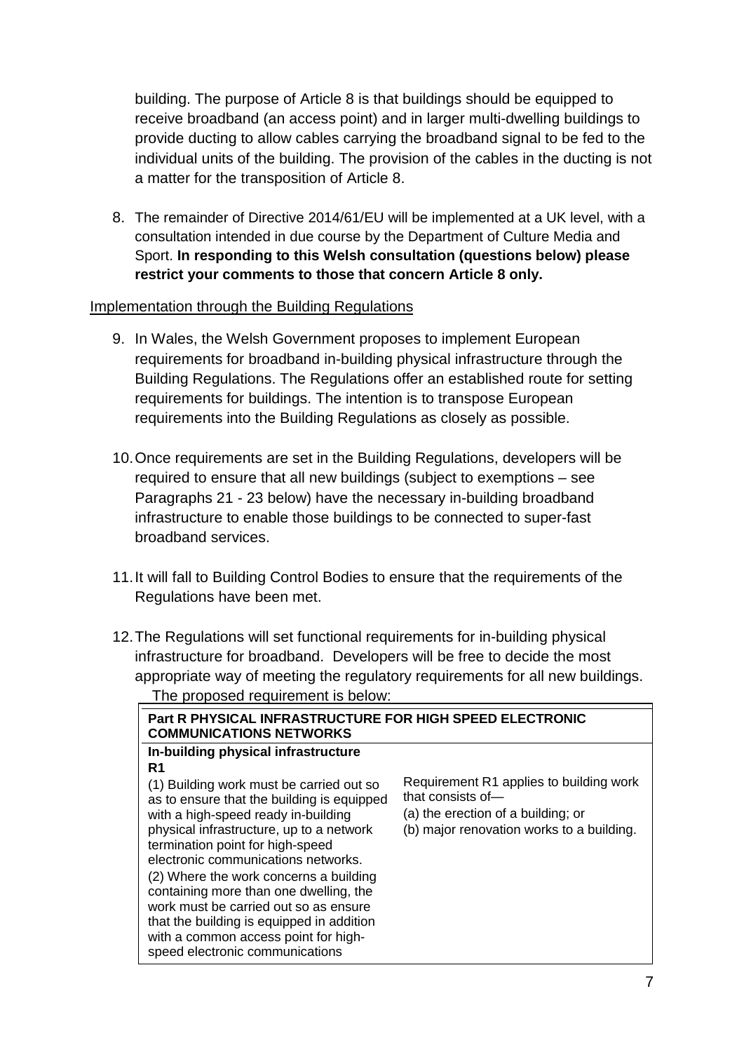building. The purpose of Article 8 is that buildings should be equipped to receive broadband (an access point) and in larger multi-dwelling buildings to provide ducting to allow cables carrying the broadband signal to be fed to the individual units of the building. The provision of the cables in the ducting is not a matter for the transposition of Article 8.

8. The remainder of Directive 2014/61/EU will be implemented at a UK level, with a consultation intended in due course by the Department of Culture Media and Sport. **In responding to this Welsh consultation (questions below) please restrict your comments to those that concern Article 8 only.**

Implementation through the Building Regulations

9. In Wales, the Welsh Government proposes to implement European requirements for broadband in-building physical infrastructure through the Building Regulations. The Regulations offer an established route for setting requirements for buildings. The intention is to transpose European requirements into the Building Regulations as closely as possible.

10. Once requirements are set in the Building Regulations, developers will be required to ensure that all new buildings (subject to exemptions – see Paragraphs 21 - 23 below) have the necessary in-building broadband infrastructure to enable those buildings to be connected to super-fast broadband services.

11. It will fall to Building Control Bodies to ensure that the requirements of the Regulations have been met.

12. The Regulations will set functional requirements for in-building physical infrastructure for broadband. Developers will be free to decide the most appropriate way of meeting the regulatory requirements for all new buildings. The proposed requirement is below:

| **Part R PHYSICAL INFRASTRUCTURE FOR HIGH SPEED ELECTRONIC COMMUNICATIONS NETWORKS** | |
|---|---|
| **In-building physical infrastructure**<br>**R1**<br>(1) Building work must be carried out so as to ensure that the building is equipped with a high-speed ready in-building physical infrastructure, up to a network termination point for high-speed electronic communications networks.<br>(2) Where the work concerns a building containing more than one dwelling, the work must be carried out so as ensure that the building is equipped in addition with a common access point for high-speed electronic communications | Requirement R1 applies to building work that consists of—<br>(a) the erection of a building; or<br>(b) major renovation works to a building. |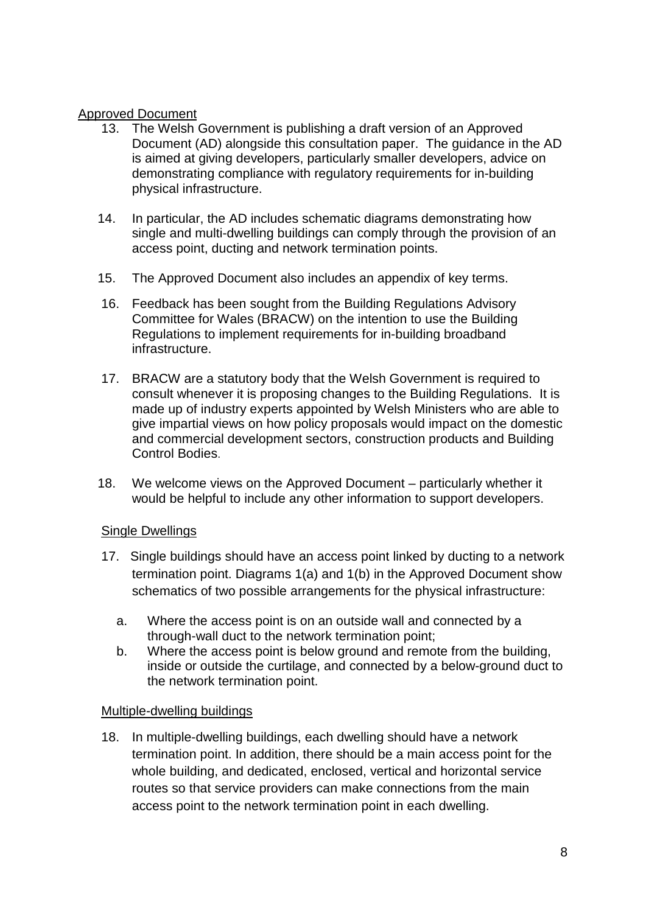Approved Document

13. The Welsh Government is publishing a draft version of an Approved Document (AD) alongside this consultation paper. The guidance in the AD is aimed at giving developers, particularly smaller developers, advice on demonstrating compliance with regulatory requirements for in-building physical infrastructure.

14. In particular, the AD includes schematic diagrams demonstrating how single and multi-dwelling buildings can comply through the provision of an access point, ducting and network termination points.

15. The Approved Document also includes an appendix of key terms.

16. Feedback has been sought from the Building Regulations Advisory Committee for Wales (BRACW) on the intention to use the Building Regulations to implement requirements for in-building broadband infrastructure.

17. BRACW are a statutory body that the Welsh Government is required to consult whenever it is proposing changes to the Building Regulations. It is made up of industry experts appointed by Welsh Ministers who are able to give impartial views on how policy proposals would impact on the domestic and commercial development sectors, construction products and Building Control Bodies.

18. We welcome views on the Approved Document – particularly whether it would be helpful to include any other information to support developers.

Single Dwellings

17. Single buildings should have an access point linked by ducting to a network termination point. Diagrams 1(a) and 1(b) in the Approved Document show schematics of two possible arrangements for the physical infrastructure:

   a. Where the access point is on an outside wall and connected by a through-wall duct to the network termination point;
   b. Where the access point is below ground and remote from the building, inside or outside the curtilage, and connected by a below-ground duct to the network termination point.

Multiple-dwelling buildings

18. In multiple-dwelling buildings, each dwelling should have a network termination point. In addition, there should be a main access point for the whole building, and dedicated, enclosed, vertical and horizontal service routes so that service providers can make connections from the main access point to the network termination point in each dwelling.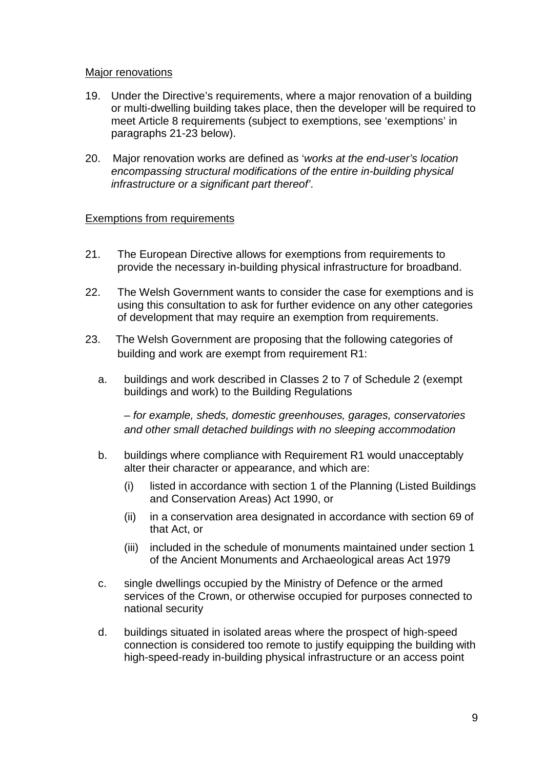Major renovations

19. Under the Directive's requirements, where a major renovation of a building or multi-dwelling building takes place, then the developer will be required to meet Article 8 requirements (subject to exemptions, see 'exemptions' in paragraphs 21-23 below).

20. Major renovation works are defined as '*works at the end-user's location encompassing structural modifications of the entire in-building physical infrastructure or a significant part thereof*'.

Exemptions from requirements

21. The European Directive allows for exemptions from requirements to provide the necessary in-building physical infrastructure for broadband.

22. The Welsh Government wants to consider the case for exemptions and is using this consultation to ask for further evidence on any other categories of development that may require an exemption from requirements.

23. The Welsh Government are proposing that the following categories of building and work are exempt from requirement R1:

   a. buildings and work described in Classes 2 to 7 of Schedule 2 (exempt buildings and work) to the Building Regulations

      *– for example, sheds, domestic greenhouses, garages, conservatories and other small detached buildings with no sleeping accommodation*

   b. buildings where compliance with Requirement R1 would unacceptably alter their character or appearance, and which are:

      (i) listed in accordance with section 1 of the Planning (Listed Buildings and Conservation Areas) Act 1990, or

      (ii) in a conservation area designated in accordance with section 69 of that Act, or

      (iii) included in the schedule of monuments maintained under section 1 of the Ancient Monuments and Archaeological areas Act 1979

   c. single dwellings occupied by the Ministry of Defence or the armed services of the Crown, or otherwise occupied for purposes connected to national security

   d. buildings situated in isolated areas where the prospect of high-speed connection is considered too remote to justify equipping the building with high-speed-ready in-building physical infrastructure or an access point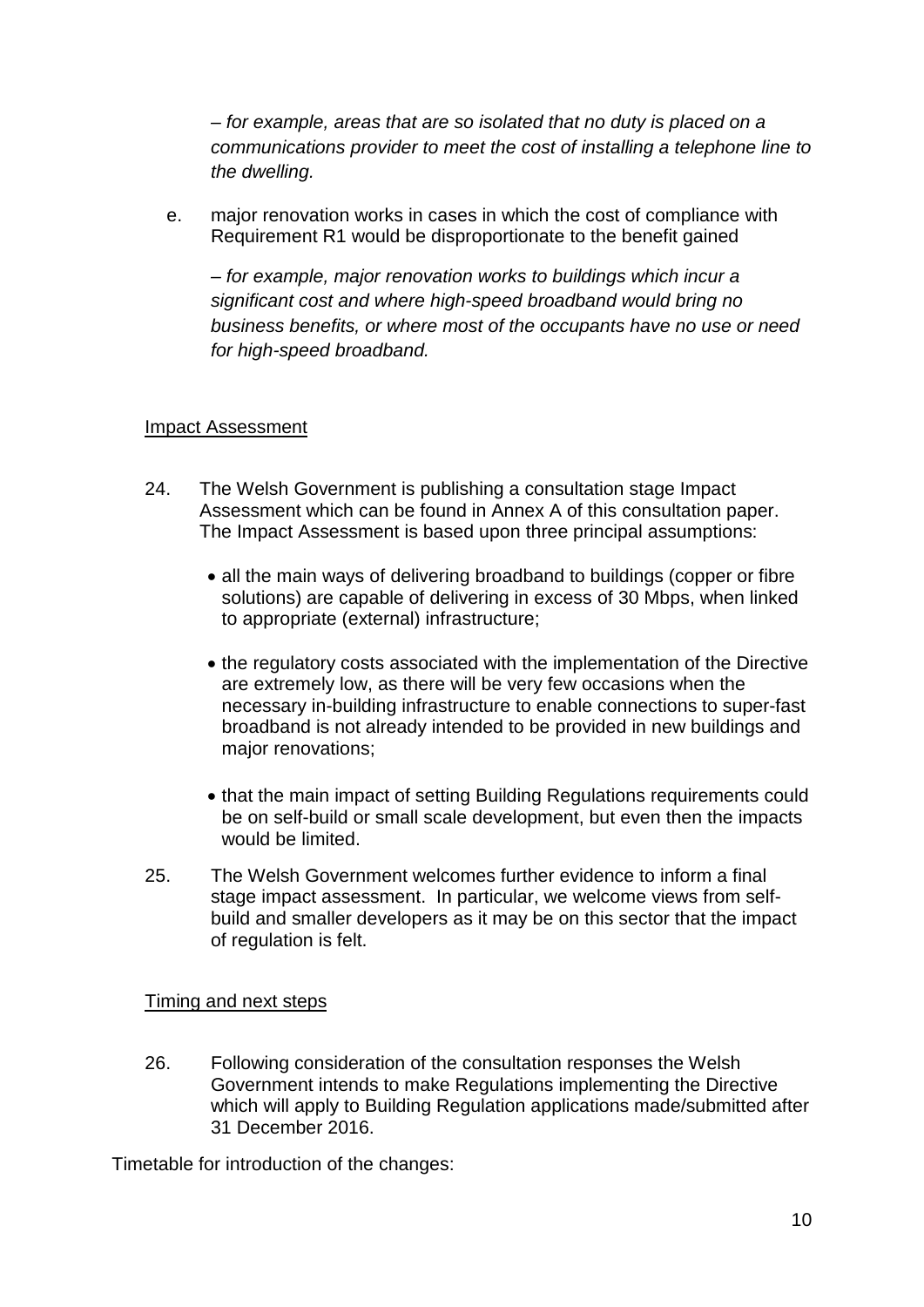*– for example, areas that are so isolated that no duty is placed on a communications provider to meet the cost of installing a telephone line to the dwelling.*

e. major renovation works in cases in which the cost of compliance with Requirement R1 would be disproportionate to the benefit gained

   *– for example, major renovation works to buildings which incur a significant cost and where high-speed broadband would bring no business benefits, or where most of the occupants have no use or need for high-speed broadband.*

## Impact Assessment

24. The Welsh Government is publishing a consultation stage Impact Assessment which can be found in Annex A of this consultation paper. The Impact Assessment is based upon three principal assumptions:

    - all the main ways of delivering broadband to buildings (copper or fibre solutions) are capable of delivering in excess of 30 Mbps, when linked to appropriate (external) infrastructure;
    - the regulatory costs associated with the implementation of the Directive are extremely low, as there will be very few occasions when the necessary in-building infrastructure to enable connections to super-fast broadband is not already intended to be provided in new buildings and major renovations;
    - that the main impact of setting Building Regulations requirements could be on self-build or small scale development, but even then the impacts would be limited.

25. The Welsh Government welcomes further evidence to inform a final stage impact assessment. In particular, we welcome views from self-build and smaller developers as it may be on this sector that the impact of regulation is felt.

## Timing and next steps

26. Following consideration of the consultation responses the Welsh Government intends to make Regulations implementing the Directive which will apply to Building Regulation applications made/submitted after 31 December 2016.

Timetable for introduction of the changes: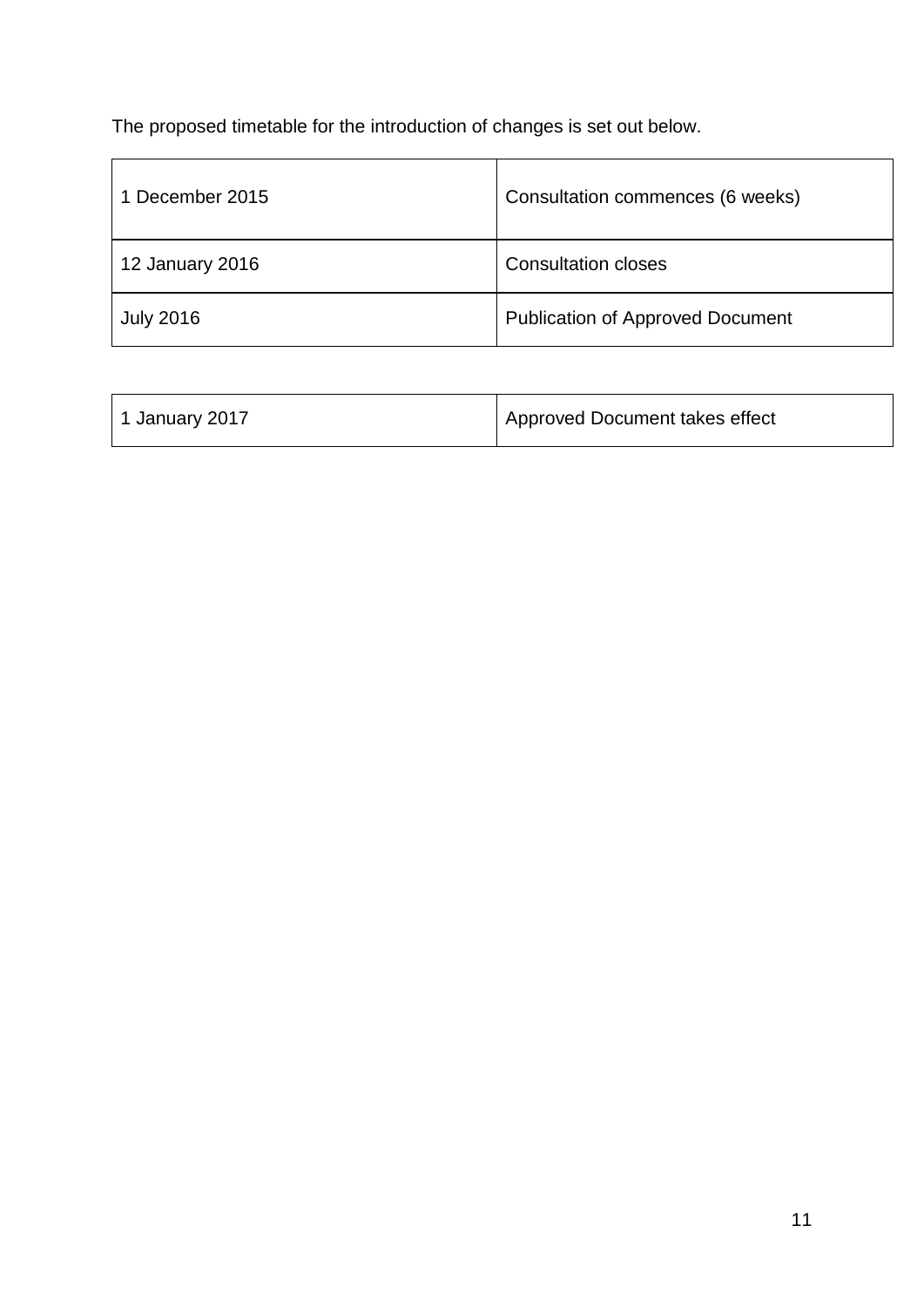The proposed timetable for the introduction of changes is set out below.

| | |
|---|---|
| 1 December 2015 | Consultation commences (6 weeks) |
| 12 January 2016 | Consultation closes |
| July 2016 | Publication of Approved Document |

| | |
|---|---|
| 1 January 2017 | Approved Document takes effect |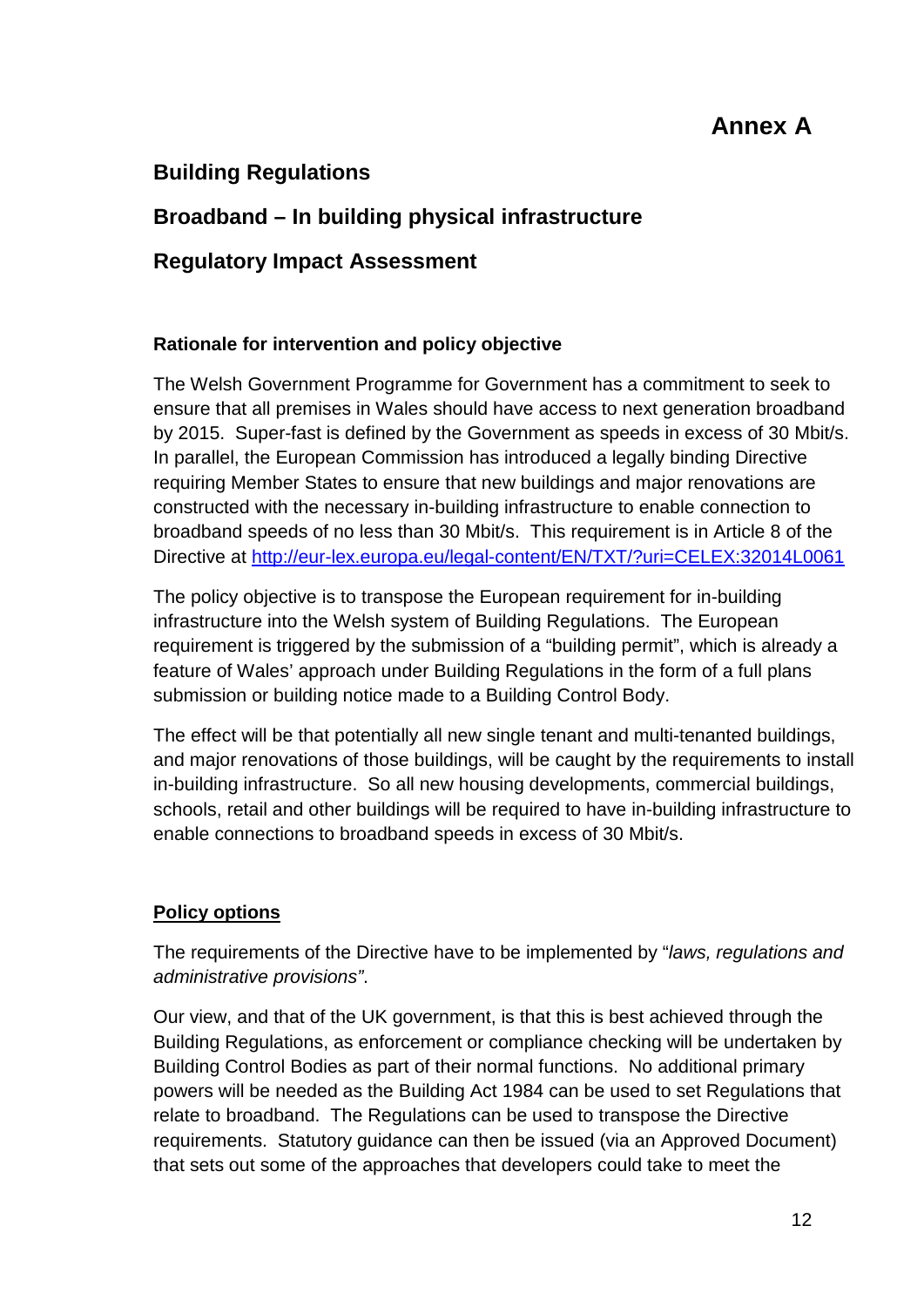# Annex A

## Building Regulations

## Broadband – In building physical infrastructure

## Regulatory Impact Assessment

### Rationale for intervention and policy objective

The Welsh Government Programme for Government has a commitment to seek to ensure that all premises in Wales should have access to next generation broadband by 2015. Super-fast is defined by the Government as speeds in excess of 30 Mbit/s. In parallel, the European Commission has introduced a legally binding Directive requiring Member States to ensure that new buildings and major renovations are constructed with the necessary in-building infrastructure to enable connection to broadband speeds of no less than 30 Mbit/s. This requirement is in Article 8 of the Directive at http://eur-lex.europa.eu/legal-content/EN/TXT/?uri=CELEX:32014L0061

The policy objective is to transpose the European requirement for in-building infrastructure into the Welsh system of Building Regulations. The European requirement is triggered by the submission of a "building permit", which is already a feature of Wales' approach under Building Regulations in the form of a full plans submission or building notice made to a Building Control Body.

The effect will be that potentially all new single tenant and multi-tenanted buildings, and major renovations of those buildings, will be caught by the requirements to install in-building infrastructure. So all new housing developments, commercial buildings, schools, retail and other buildings will be required to have in-building infrastructure to enable connections to broadband speeds in excess of 30 Mbit/s.

### Policy options

The requirements of the Directive have to be implemented by "*laws, regulations and administrative provisions"*.

Our view, and that of the UK government, is that this is best achieved through the Building Regulations, as enforcement or compliance checking will be undertaken by Building Control Bodies as part of their normal functions. No additional primary powers will be needed as the Building Act 1984 can be used to set Regulations that relate to broadband. The Regulations can be used to transpose the Directive requirements. Statutory guidance can then be issued (via an Approved Document) that sets out some of the approaches that developers could take to meet the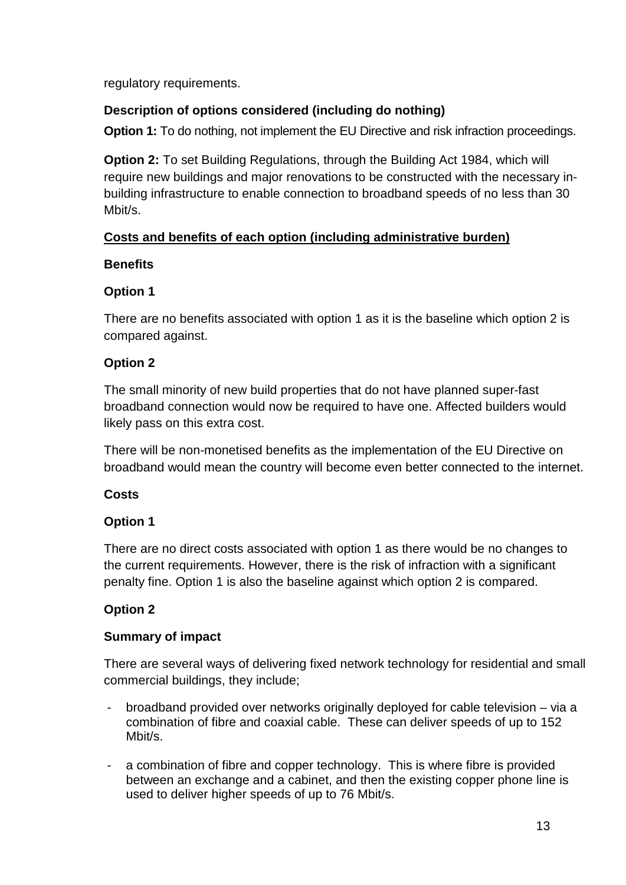regulatory requirements.

**Description of options considered (including do nothing)**

**Option 1:** To do nothing, not implement the EU Directive and risk infraction proceedings.

**Option 2:** To set Building Regulations, through the Building Act 1984, which will require new buildings and major renovations to be constructed with the necessary in-building infrastructure to enable connection to broadband speeds of no less than 30 Mbit/s.

**Costs and benefits of each option (including administrative burden)**

**Benefits**

**Option 1**

There are no benefits associated with option 1 as it is the baseline which option 2 is compared against.

**Option 2**

The small minority of new build properties that do not have planned super-fast broadband connection would now be required to have one. Affected builders would likely pass on this extra cost.

There will be non-monetised benefits as the implementation of the EU Directive on broadband would mean the country will become even better connected to the internet.

**Costs**

**Option 1**

There are no direct costs associated with option 1 as there would be no changes to the current requirements. However, there is the risk of infraction with a significant penalty fine. Option 1 is also the baseline against which option 2 is compared.

**Option 2**

**Summary of impact**

There are several ways of delivering fixed network technology for residential and small commercial buildings, they include;

- broadband provided over networks originally deployed for cable television – via a combination of fibre and coaxial cable. These can deliver speeds of up to 152 Mbit/s.
- a combination of fibre and copper technology. This is where fibre is provided between an exchange and a cabinet, and then the existing copper phone line is used to deliver higher speeds of up to 76 Mbit/s.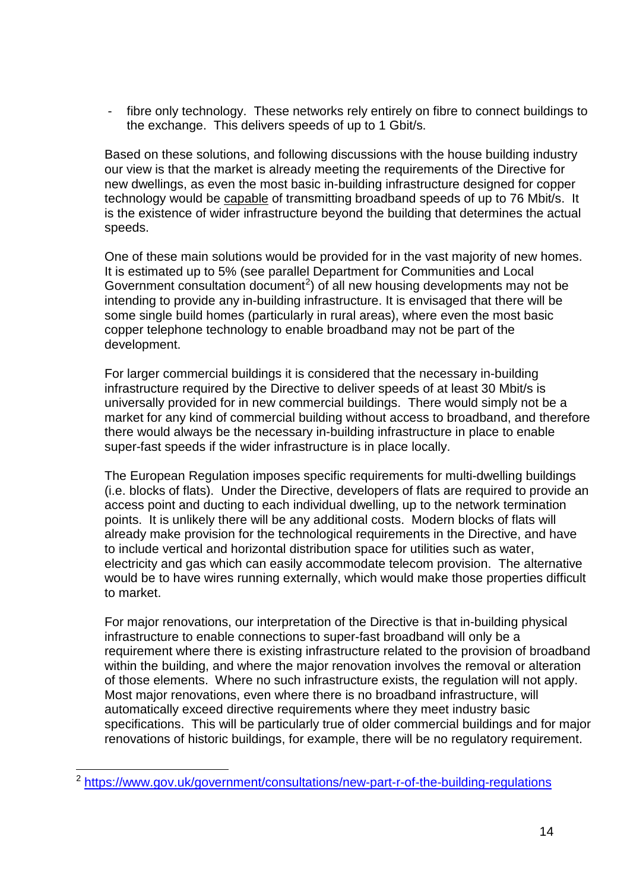- fibre only technology. These networks rely entirely on fibre to connect buildings to the exchange. This delivers speeds of up to 1 Gbit/s.

Based on these solutions, and following discussions with the house building industry our view is that the market is already meeting the requirements of the Directive for new dwellings, as even the most basic in-building infrastructure designed for copper technology would be capable of transmitting broadband speeds of up to 76 Mbit/s. It is the existence of wider infrastructure beyond the building that determines the actual speeds.

One of these main solutions would be provided for in the vast majority of new homes. It is estimated up to 5% (see parallel Department for Communities and Local Government consultation document[2]) of all new housing developments may not be intending to provide any in-building infrastructure. It is envisaged that there will be some single build homes (particularly in rural areas), where even the most basic copper telephone technology to enable broadband may not be part of the development.

For larger commercial buildings it is considered that the necessary in-building infrastructure required by the Directive to deliver speeds of at least 30 Mbit/s is universally provided for in new commercial buildings. There would simply not be a market for any kind of commercial building without access to broadband, and therefore there would always be the necessary in-building infrastructure in place to enable super-fast speeds if the wider infrastructure is in place locally.

The European Regulation imposes specific requirements for multi-dwelling buildings (i.e. blocks of flats). Under the Directive, developers of flats are required to provide an access point and ducting to each individual dwelling, up to the network termination points. It is unlikely there will be any additional costs. Modern blocks of flats will already make provision for the technological requirements in the Directive, and have to include vertical and horizontal distribution space for utilities such as water, electricity and gas which can easily accommodate telecom provision. The alternative would be to have wires running externally, which would make those properties difficult to market.

For major renovations, our interpretation of the Directive is that in-building physical infrastructure to enable connections to super-fast broadband will only be a requirement where there is existing infrastructure related to the provision of broadband within the building, and where the major renovation involves the removal or alteration of those elements. Where no such infrastructure exists, the regulation will not apply. Most major renovations, even where there is no broadband infrastructure, will automatically exceed directive requirements where they meet industry basic specifications. This will be particularly true of older commercial buildings and for major renovations of historic buildings, for example, there will be no regulatory requirement.

---

[2] https://www.gov.uk/government/consultations/new-part-r-of-the-building-regulations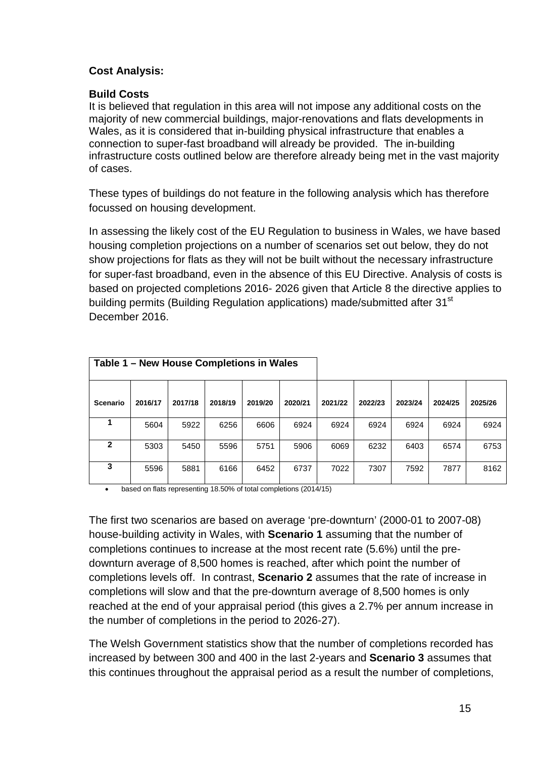**Cost Analysis:**

**Build Costs**

It is believed that regulation in this area will not impose any additional costs on the majority of new commercial buildings, major-renovations and flats developments in Wales, as it is considered that in-building physical infrastructure that enables a connection to super-fast broadband will already be provided. The in-building infrastructure costs outlined below are therefore already being met in the vast majority of cases.

These types of buildings do not feature in the following analysis which has therefore focussed on housing development.

In assessing the likely cost of the EU Regulation to business in Wales, we have based housing completion projections on a number of scenarios set out below, they do not show projections for flats as they will not be built without the necessary infrastructure for super-fast broadband, even in the absence of this EU Directive. Analysis of costs is based on projected completions 2016- 2026 given that Article 8 the directive applies to building permits (Building Regulation applications) made/submitted after 31st December 2016.

**Table 1 – New House Completions in Wales**

| Scenario | 2016/17 | 2017/18 | 2018/19 | 2019/20 | 2020/21 | 2021/22 | 2022/23 | 2023/24 | 2024/25 | 2025/26 |
|---|---|---|---|---|---|---|---|---|---|---|
| 1 | 5604 | 5922 | 6256 | 6606 | 6924 | 6924 | 6924 | 6924 | 6924 | 6924 |
| 2 | 5303 | 5450 | 5596 | 5751 | 5906 | 6069 | 6232 | 6403 | 6574 | 6753 |
| 3 | 5596 | 5881 | 6166 | 6452 | 6737 | 7022 | 7307 | 7592 | 7877 | 8162 |

- based on flats representing 18.50% of total completions (2014/15)

The first two scenarios are based on average 'pre-downturn' (2000-01 to 2007-08) house-building activity in Wales, with **Scenario 1** assuming that the number of completions continues to increase at the most recent rate (5.6%) until the pre-downturn average of 8,500 homes is reached, after which point the number of completions levels off. In contrast, **Scenario 2** assumes that the rate of increase in completions will slow and that the pre-downturn average of 8,500 homes is only reached at the end of your appraisal period (this gives a 2.7% per annum increase in the number of completions in the period to 2026-27).

The Welsh Government statistics show that the number of completions recorded has increased by between 300 and 400 in the last 2-years and **Scenario 3** assumes that this continues throughout the appraisal period as a result the number of completions,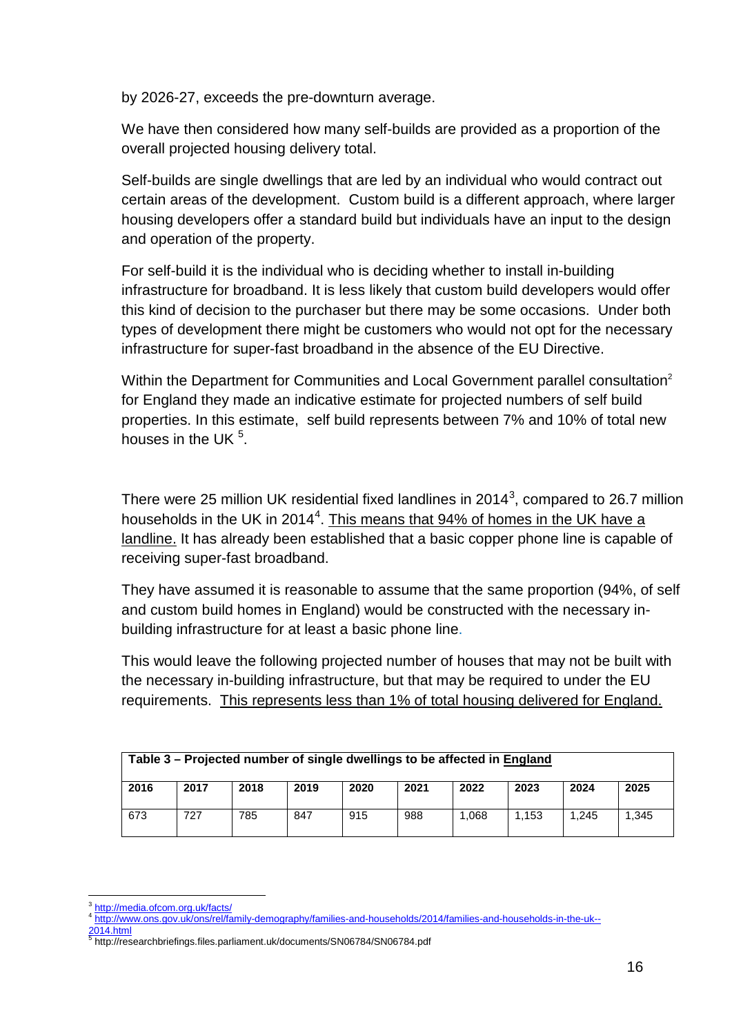by 2026-27, exceeds the pre-downturn average.

We have then considered how many self-builds are provided as a proportion of the overall projected housing delivery total.

Self-builds are single dwellings that are led by an individual who would contract out certain areas of the development. Custom build is a different approach, where larger housing developers offer a standard build but individuals have an input to the design and operation of the property.

For self-build it is the individual who is deciding whether to install in-building infrastructure for broadband. It is less likely that custom build developers would offer this kind of decision to the purchaser but there may be some occasions. Under both types of development there might be customers who would not opt for the necessary infrastructure for super-fast broadband in the absence of the EU Directive.

Within the Department for Communities and Local Government parallel consultation[2] for England they made an indicative estimate for projected numbers of self build properties. In this estimate, self build represents between 7% and 10% of total new houses in the UK [5].

There were 25 million UK residential fixed landlines in 2014[3], compared to 26.7 million households in the UK in 2014[4]. <u>This means that 94% of homes in the UK have a landline.</u> It has already been established that a basic copper phone line is capable of receiving super-fast broadband.

They have assumed it is reasonable to assume that the same proportion (94%, of self and custom build homes in England) would be constructed with the necessary in-building infrastructure for at least a basic phone line.

This would leave the following projected number of houses that may not be built with the necessary in-building infrastructure, but that may be required to under the EU requirements. <u>This represents less than 1% of total housing delivered for England.</u>

**Table 3 – Projected number of single dwellings to be affected in <u>England</u>**

| 2016 | 2017 | 2018 | 2019 | 2020 | 2021 | 2022 | 2023 | 2024 | 2025 |
|---|---|---|---|---|---|---|---|---|---|
| 673 | 727 | 785 | 847 | 915 | 988 | 1,068 | 1,153 | 1,245 | 1,345 |

[3] http://media.ofcom.org.uk/facts/

[4] http://www.ons.gov.uk/ons/rel/family-demography/families-and-households/2014/families-and-households-in-the-uk--2014.html

[5] http://researchbriefings.files.parliament.uk/documents/SN06784/SN06784.pdf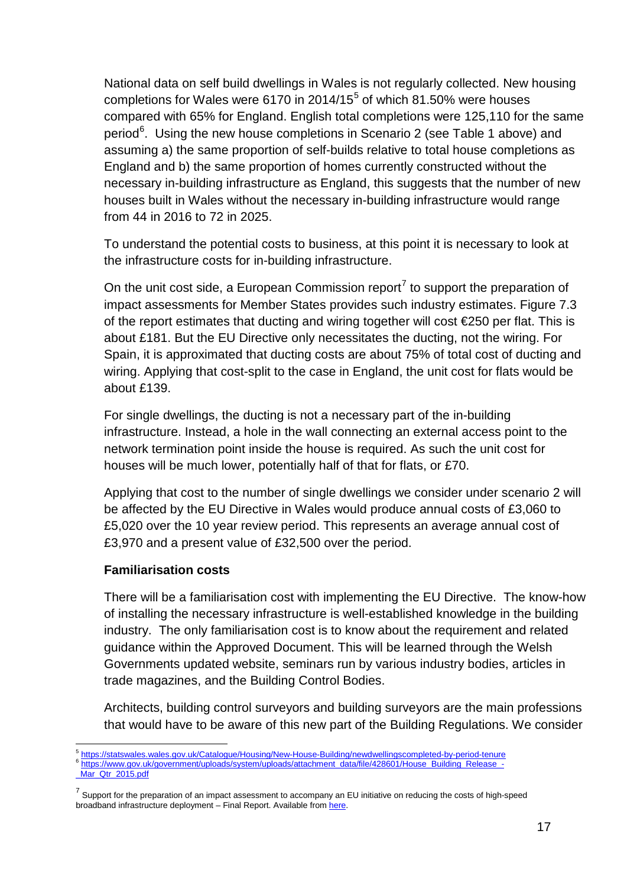National data on self build dwellings in Wales is not regularly collected. New housing completions for Wales were 6170 in 2014/15[5] of which 81.50% were houses compared with 65% for England. English total completions were 125,110 for the same period[6]. Using the new house completions in Scenario 2 (see Table 1 above) and assuming a) the same proportion of self-builds relative to total house completions as England and b) the same proportion of homes currently constructed without the necessary in-building infrastructure as England, this suggests that the number of new houses built in Wales without the necessary in-building infrastructure would range from 44 in 2016 to 72 in 2025.

To understand the potential costs to business, at this point it is necessary to look at the infrastructure costs for in-building infrastructure.

On the unit cost side, a European Commission report[7] to support the preparation of impact assessments for Member States provides such industry estimates. Figure 7.3 of the report estimates that ducting and wiring together will cost €250 per flat. This is about £181. But the EU Directive only necessitates the ducting, not the wiring. For Spain, it is approximated that ducting costs are about 75% of total cost of ducting and wiring. Applying that cost-split to the case in England, the unit cost for flats would be about £139.

For single dwellings, the ducting is not a necessary part of the in-building infrastructure. Instead, a hole in the wall connecting an external access point to the network termination point inside the house is required. As such the unit cost for houses will be much lower, potentially half of that for flats, or £70.

Applying that cost to the number of single dwellings we consider under scenario 2 will be affected by the EU Directive in Wales would produce annual costs of £3,060 to £5,020 over the 10 year review period. This represents an average annual cost of £3,970 and a present value of £32,500 over the period.

**Familiarisation costs**

There will be a familiarisation cost with implementing the EU Directive. The know-how of installing the necessary infrastructure is well-established knowledge in the building industry. The only familiarisation cost is to know about the requirement and related guidance within the Approved Document. This will be learned through the Welsh Governments updated website, seminars run by various industry bodies, articles in trade magazines, and the Building Control Bodies.

Architects, building control surveyors and building surveyors are the main professions that would have to be aware of this new part of the Building Regulations. We consider

---

[5] https://statswales.wales.gov.uk/Catalogue/Housing/New-House-Building/newdwellingscompleted-by-period-tenure

[6] https://www.gov.uk/government/uploads/system/uploads/attachment_data/file/428601/House_Building_Release_-_Mar_Qtr_2015.pdf

[7] Support for the preparation of an impact assessment to accompany an EU initiative on reducing the costs of high-speed broadband infrastructure deployment – Final Report. Available from here.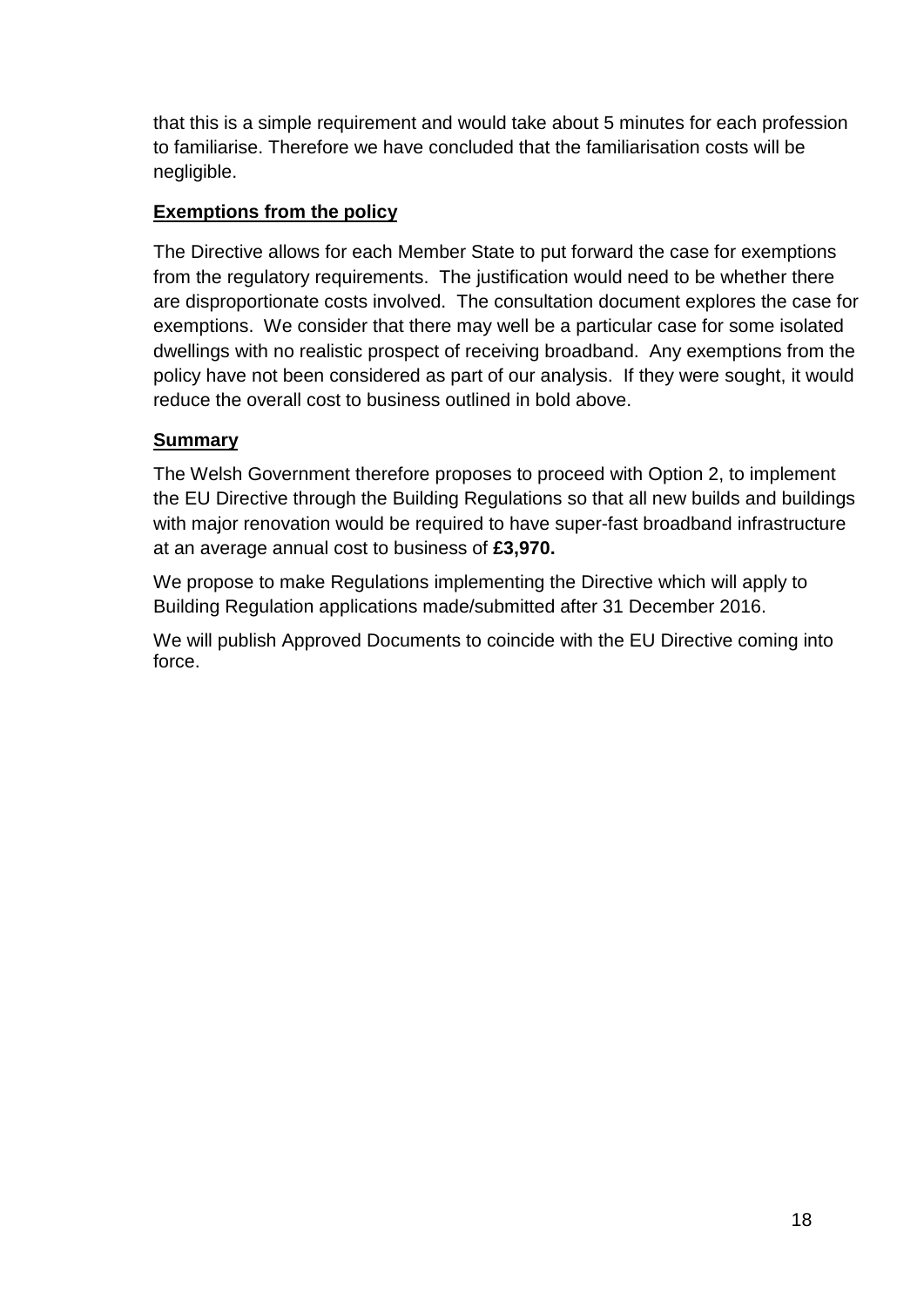that this is a simple requirement and would take about 5 minutes for each profession to familiarise. Therefore we have concluded that the familiarisation costs will be negligible.

**Exemptions from the policy**

The Directive allows for each Member State to put forward the case for exemptions from the regulatory requirements. The justification would need to be whether there are disproportionate costs involved. The consultation document explores the case for exemptions. We consider that there may well be a particular case for some isolated dwellings with no realistic prospect of receiving broadband. Any exemptions from the policy have not been considered as part of our analysis. If they were sought, it would reduce the overall cost to business outlined in bold above.

**Summary**

The Welsh Government therefore proposes to proceed with Option 2, to implement the EU Directive through the Building Regulations so that all new builds and buildings with major renovation would be required to have super-fast broadband infrastructure at an average annual cost to business of **£3,970.**

We propose to make Regulations implementing the Directive which will apply to Building Regulation applications made/submitted after 31 December 2016.

We will publish Approved Documents to coincide with the EU Directive coming into force.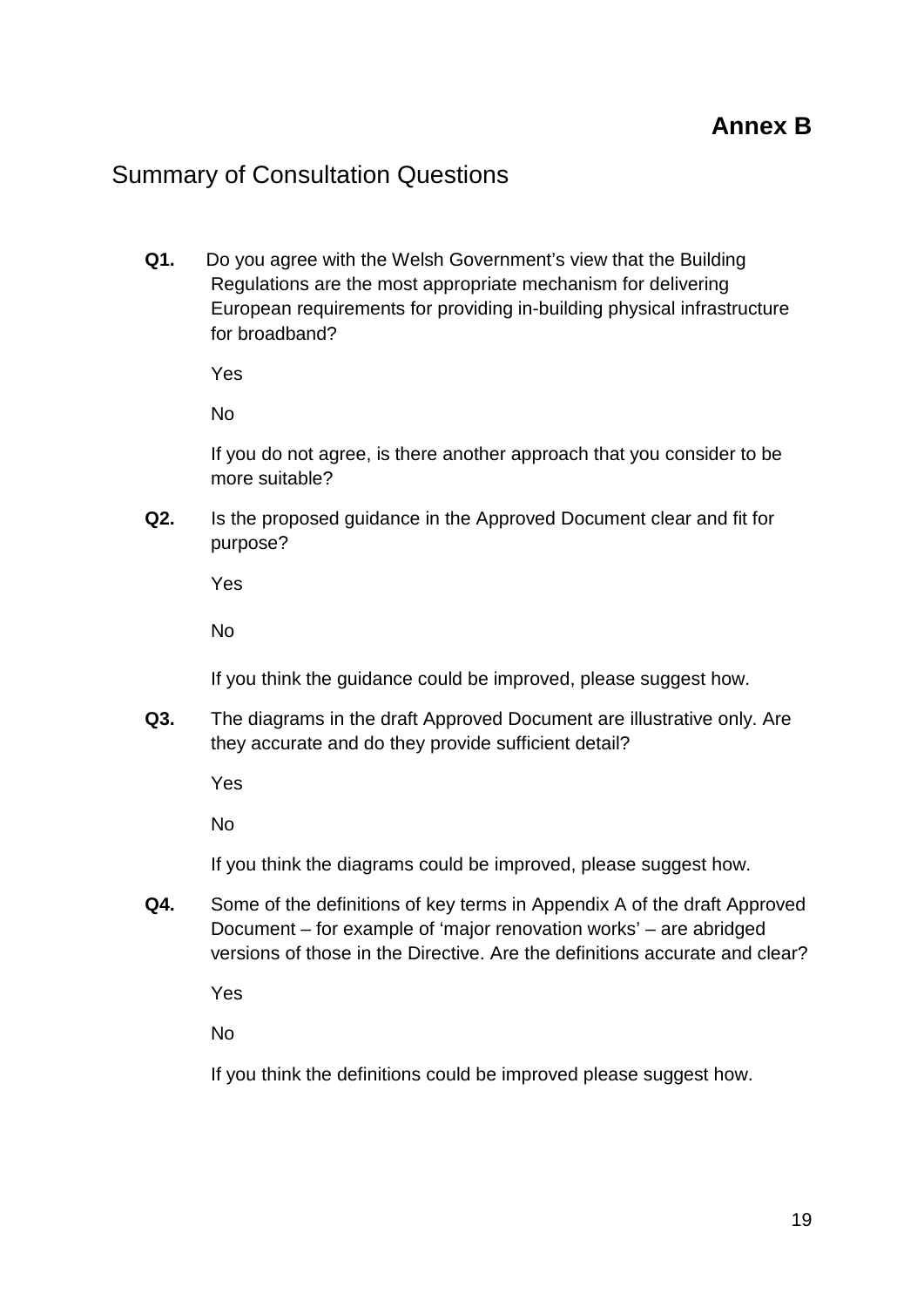**Annex B**

## Summary of Consultation Questions

**Q1.** Do you agree with the Welsh Government's view that the Building Regulations are the most appropriate mechanism for delivering European requirements for providing in-building physical infrastructure for broadband?

Yes

No

If you do not agree, is there another approach that you consider to be more suitable?

**Q2.** Is the proposed guidance in the Approved Document clear and fit for purpose?

Yes

No

If you think the guidance could be improved, please suggest how.

**Q3.** The diagrams in the draft Approved Document are illustrative only. Are they accurate and do they provide sufficient detail?

Yes

No

If you think the diagrams could be improved, please suggest how.

**Q4.** Some of the definitions of key terms in Appendix A of the draft Approved Document – for example of 'major renovation works' – are abridged versions of those in the Directive. Are the definitions accurate and clear?

Yes

No

If you think the definitions could be improved please suggest how.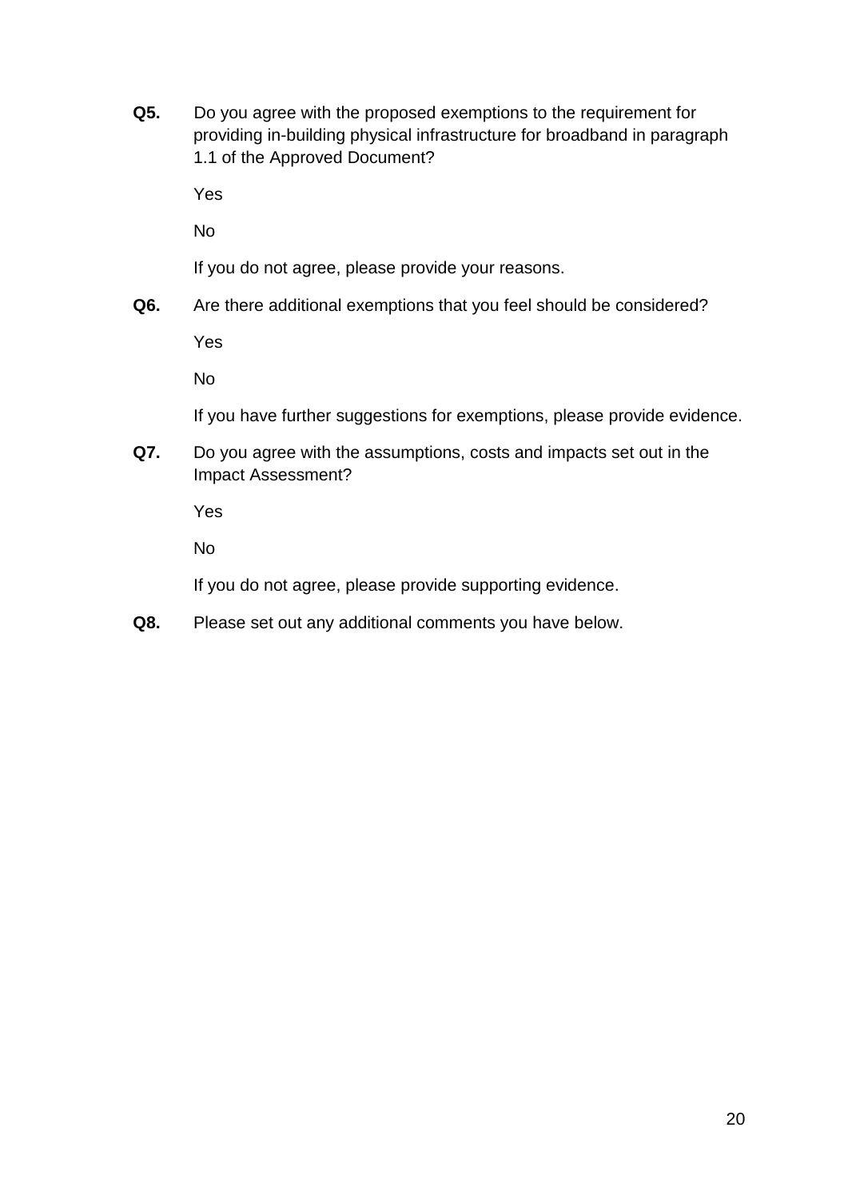**Q5.** Do you agree with the proposed exemptions to the requirement for providing in-building physical infrastructure for broadband in paragraph 1.1 of the Approved Document?

Yes

No

If you do not agree, please provide your reasons.

**Q6.** Are there additional exemptions that you feel should be considered?

Yes

No

If you have further suggestions for exemptions, please provide evidence.

**Q7.** Do you agree with the assumptions, costs and impacts set out in the Impact Assessment?

Yes

No

If you do not agree, please provide supporting evidence.

**Q8.** Please set out any additional comments you have below.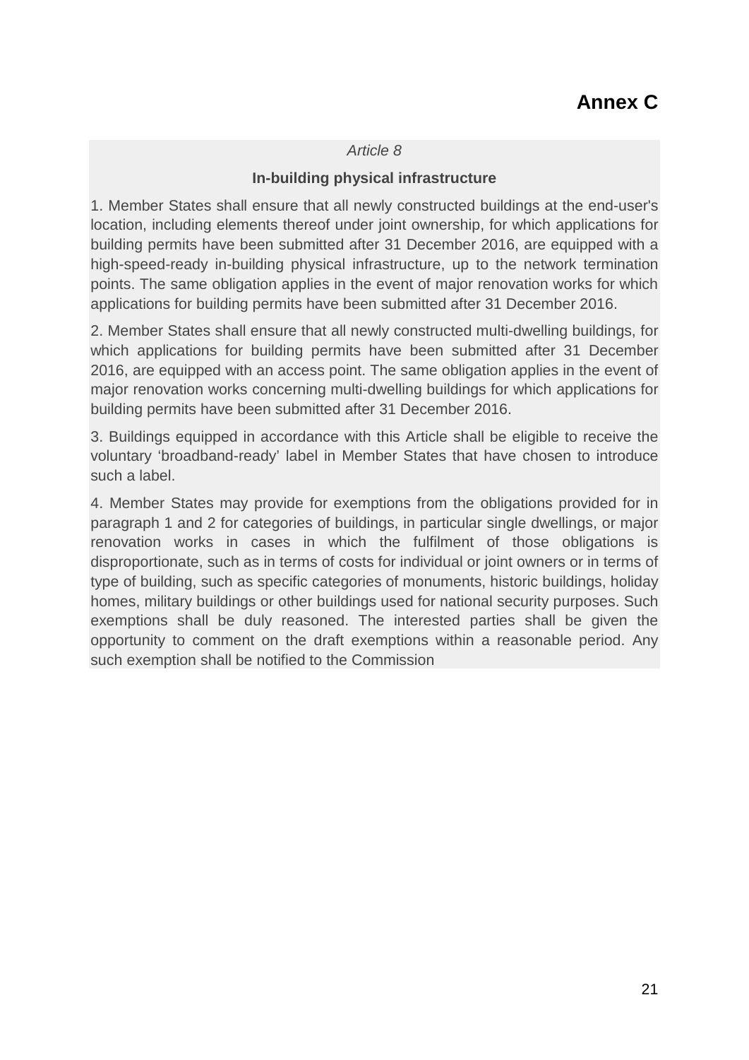# Annex C

*Article 8*

**In-building physical infrastructure**

1. Member States shall ensure that all newly constructed buildings at the end-user's location, including elements thereof under joint ownership, for which applications for building permits have been submitted after 31 December 2016, are equipped with a high-speed-ready in-building physical infrastructure, up to the network termination points. The same obligation applies in the event of major renovation works for which applications for building permits have been submitted after 31 December 2016.

2. Member States shall ensure that all newly constructed multi-dwelling buildings, for which applications for building permits have been submitted after 31 December 2016, are equipped with an access point. The same obligation applies in the event of major renovation works concerning multi-dwelling buildings for which applications for building permits have been submitted after 31 December 2016.

3. Buildings equipped in accordance with this Article shall be eligible to receive the voluntary 'broadband-ready' label in Member States that have chosen to introduce such a label.

4. Member States may provide for exemptions from the obligations provided for in paragraph 1 and 2 for categories of buildings, in particular single dwellings, or major renovation works in cases in which the fulfilment of those obligations is disproportionate, such as in terms of costs for individual or joint owners or in terms of type of building, such as specific categories of monuments, historic buildings, holiday homes, military buildings or other buildings used for national security purposes. Such exemptions shall be duly reasoned. The interested parties shall be given the opportunity to comment on the draft exemptions within a reasonable period. Any such exemption shall be notified to the Commission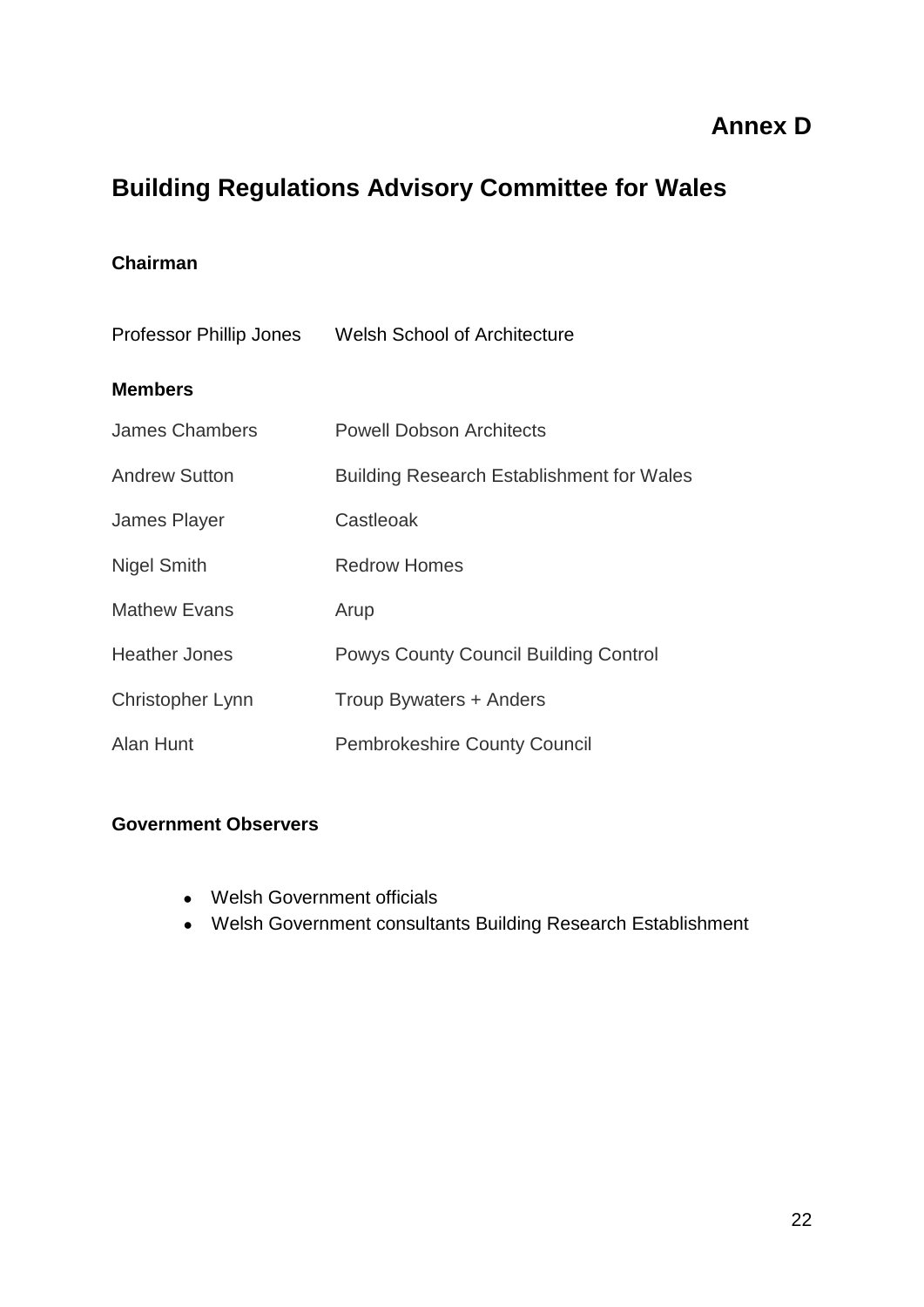# Annex D

## Building Regulations Advisory Committee for Wales

**Chairman**

| | |
|---|---|
| Professor Phillip Jones | Welsh School of Architecture |

**Members**

| | |
|---|---|
| James Chambers | Powell Dobson Architects |
| Andrew Sutton | Building Research Establishment for Wales |
| James Player | Castleoak |
| Nigel Smith | Redrow Homes |
| Mathew Evans | Arup |
| Heather Jones | Powys County Council Building Control |
| Christopher Lynn | Troup Bywaters + Anders |
| Alan Hunt | Pembrokeshire County Council |

**Government Observers**

- Welsh Government officials
- Welsh Government consultants Building Research Establishment